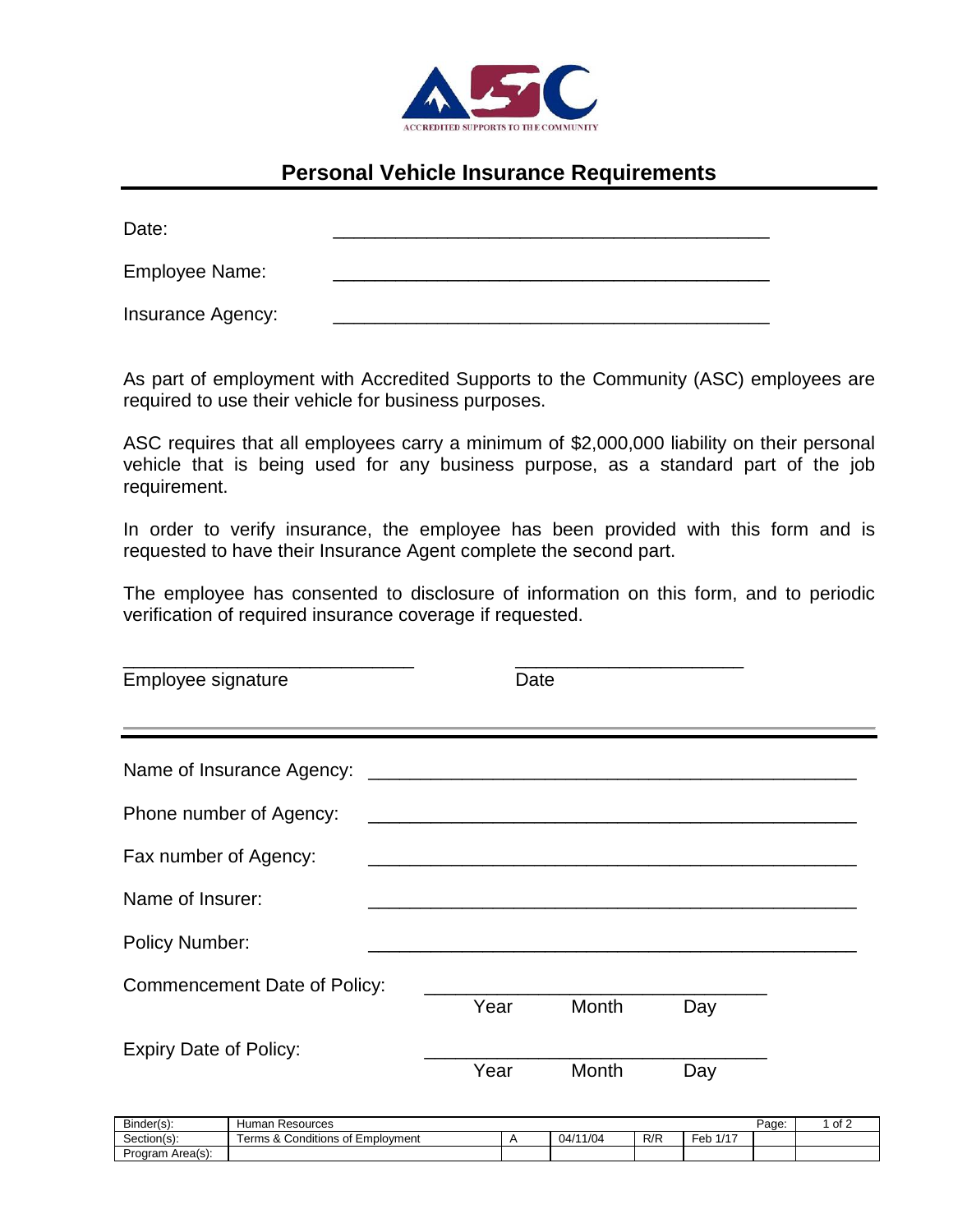ACCREDITED SUPPORTS TO THE COMMUNITY

# Personal Vehicle Insurance Requirements

Date: ___________________________________________

Employee Name: ___________________________________________

Insurance Agency: ___________________________________________

As part of employment with Accredited Supports to the Community (ASC) employees are required to use their vehicle for business purposes.

ASC requires that all employees carry a minimum of $2,000,000 liability on their personal vehicle that is being used for any business purpose, as a standard part of the job requirement.

In order to verify insurance, the employee has been provided with this form and is requested to have their Insurance Agent complete the second part.

The employee has consented to disclosure of information on this form, and to periodic verification of required insurance coverage if requested.

_____________________________ _______________________

Employee signature Date

---

Name of Insurance Agency: ________________________________________________

Phone number of Agency: ________________________________________________

Fax number of Agency: ________________________________________________

Name of Insurer: ________________________________________________

Policy Number: ________________________________________________

Commencement Date of Policy: __________________________________

Year Month Day

Expiry Date of Policy: __________________________________

Year Month Day

| Binder(s): | Human Resources | | | | | Page: | 1 of 2 |
|---|---|---|---|---|---|---|---|
| Section(s): | Terms & Conditions of Employment | A | 04/11/04 | R/R | Feb 1/17 | | |
| Program Area(s): | | | | | | | |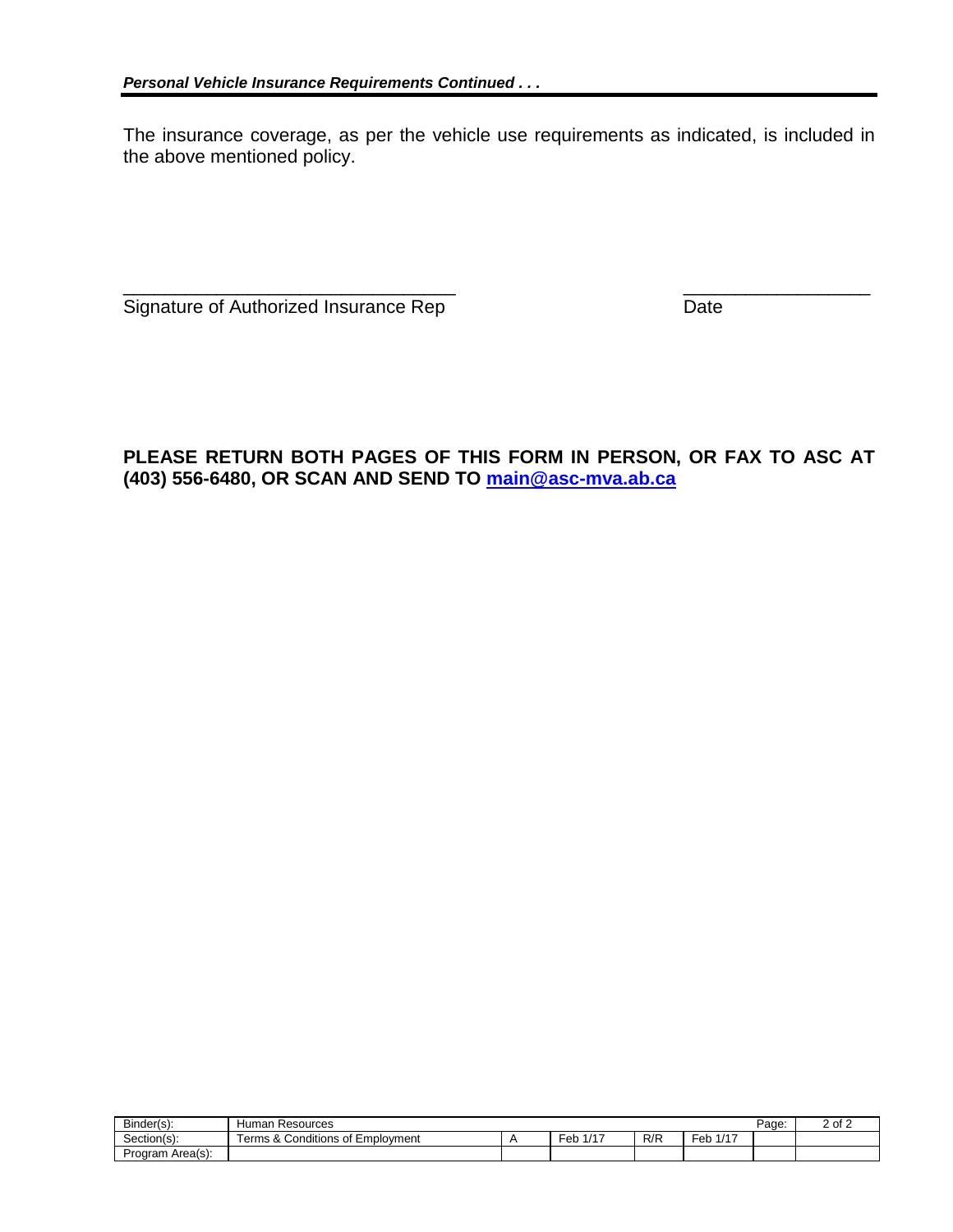*Personal Vehicle Insurance Requirements Continued . . .*

The insurance coverage, as per the vehicle use requirements as indicated, is included in the above mentioned policy.

_________________________________ ___________________

Signature of Authorized Insurance Rep Date

**PLEASE RETURN BOTH PAGES OF THIS FORM IN PERSON, OR FAX TO ASC AT (403) 556-6480, OR SCAN AND SEND TO [main@asc-mva.ab.ca](mailto:main@asc-mva.ab.ca)**

| | | | | | | | |
|---|---|---|---|---|---|---|---|
| Binder(s): | Human Resources | | | | | Page: | 2 of 2 |
| Section(s): | Terms & Conditions of Employment | A | Feb 1/17 | R/R | Feb 1/17 | | |
| Program Area(s): | | | | | | | |